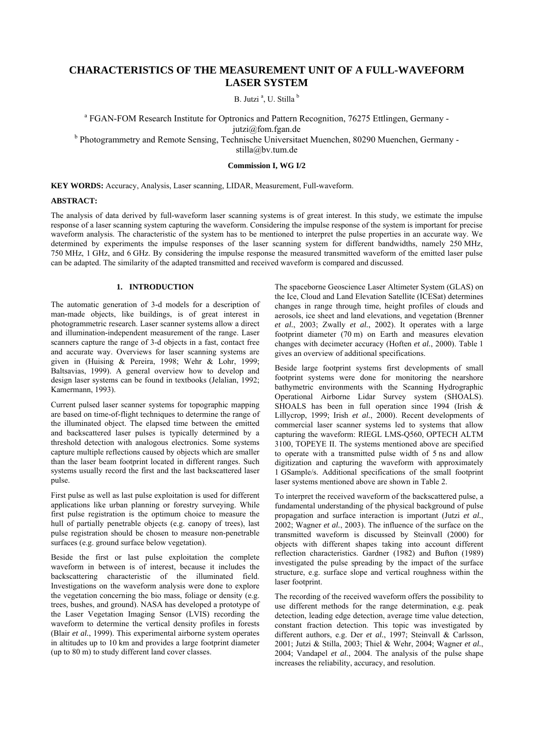# CHARACTERISTICS OF THE MEASUREMENT UNIT OF A FULL-WAVEFORM LASER SYSTEM

B. Jutzi [a], U. Stilla [b]

[a] FGAN-FOM Research Institute for Optronics and Pattern Recognition, 76275 Ettlingen, Germany - jutzi@fom.fgan.de

[b] Photogrammetry and Remote Sensing, Technische Universitaet Muenchen, 80290 Muenchen, Germany - stilla@bv.tum.de

**Commission I, WG I/2**

**KEY WORDS:** Accuracy, Analysis, Laser scanning, LIDAR, Measurement, Full-waveform.

**ABSTRACT:**

The analysis of data derived by full-waveform laser scanning systems is of great interest. In this study, we estimate the impulse response of a laser scanning system capturing the waveform. Considering the impulse response of the system is important for precise waveform analysis. The characteristic of the system has to be mentioned to interpret the pulse properties in an accurate way. We determined by experiments the impulse responses of the laser scanning system for different bandwidths, namely 250 MHz, 750 MHz, 1 GHz, and 6 GHz. By considering the impulse response the measured transmitted waveform of the emitted laser pulse can be adapted. The similarity of the adapted transmitted and received waveform is compared and discussed.

## 1. INTRODUCTION

The automatic generation of 3-d models for a description of man-made objects, like buildings, is of great interest in photogrammetric research. Laser scanner systems allow a direct and illumination-independent measurement of the range. Laser scanners capture the range of 3-d objects in a fast, contact free and accurate way. Overviews for laser scanning systems are given in (Huising & Pereira, 1998; Wehr & Lohr, 1999; Baltsavias, 1999). A general overview how to develop and design laser systems can be found in textbooks (Jelalian, 1992; Kamermann, 1993).

Current pulsed laser scanner systems for topographic mapping are based on time-of-flight techniques to determine the range of the illuminated object. The elapsed time between the emitted and backscattered laser pulses is typically determined by a threshold detection with analogous electronics. Some systems capture multiple reflections caused by objects which are smaller than the laser beam footprint located in different ranges. Such systems usually record the first and the last backscattered laser pulse.

First pulse as well as last pulse exploitation is used for different applications like urban planning or forestry surveying. While first pulse registration is the optimum choice to measure the hull of partially penetrable objects (e.g. canopy of trees), last pulse registration should be chosen to measure non-penetrable surfaces (e.g. ground surface below vegetation).

Beside the first or last pulse exploitation the complete waveform in between is of interest, because it includes the backscattering characteristic of the illuminated field. Investigations on the waveform analysis were done to explore the vegetation concerning the bio mass, foliage or density (e.g. trees, bushes, and ground). NASA has developed a prototype of the Laser Vegetation Imaging Sensor (LVIS) recording the waveform to determine the vertical density profiles in forests (Blair *et al.*, 1999). This experimental airborne system operates in altitudes up to 10 km and provides a large footprint diameter (up to 80 m) to study different land cover classes.

The spaceborne Geoscience Laser Altimeter System (GLAS) on the Ice, Cloud and Land Elevation Satellite (ICESat) determines changes in range through time, height profiles of clouds and aerosols, ice sheet and land elevations, and vegetation (Brenner *et al.*, 2003; Zwally *et al.*, 2002). It operates with a large footprint diameter (70 m) on Earth and measures elevation changes with decimeter accuracy (Hoften *et al.*, 2000). Table 1 gives an overview of additional specifications.

Beside large footprint systems first developments of small footprint systems were done for monitoring the nearshore bathymetric environments with the Scanning Hydrographic Operational Airborne Lidar Survey system (SHOALS). SHOALS has been in full operation since 1994 (Irish & Lillycrop, 1999; Irish *et al.*, 2000). Recent developments of commercial laser scanner systems led to systems that allow capturing the waveform: RIEGL LMS-Q560, OPTECH ALTM 3100, TOPEYE II. The systems mentioned above are specified to operate with a transmitted pulse width of 5 ns and allow digitization and capturing the waveform with approximately 1 GSample/s. Additional specifications of the small footprint laser systems mentioned above are shown in Table 2.

To interpret the received waveform of the backscattered pulse, a fundamental understanding of the physical background of pulse propagation and surface interaction is important (Jutzi *et al.*, 2002; Wagner *et al.*, 2003). The influence of the surface on the transmitted waveform is discussed by Steinvall (2000) for objects with different shapes taking into account different reflection characteristics. Gardner (1982) and Bufton (1989) investigated the pulse spreading by the impact of the surface structure, e.g. surface slope and vertical roughness within the laser footprint.

The recording of the received waveform offers the possibility to use different methods for the range determination, e.g. peak detection, leading edge detection, average time value detection, constant fraction detection. This topic was investigated by different authors, e.g. Der *et al.*, 1997; Steinvall & Carlsson, 2001; Jutzi & Stilla, 2003; Thiel & Wehr, 2004; Wagner *et al.*, 2004; Vandapel *et al.*, 2004. The analysis of the pulse shape increases the reliability, accuracy, and resolution.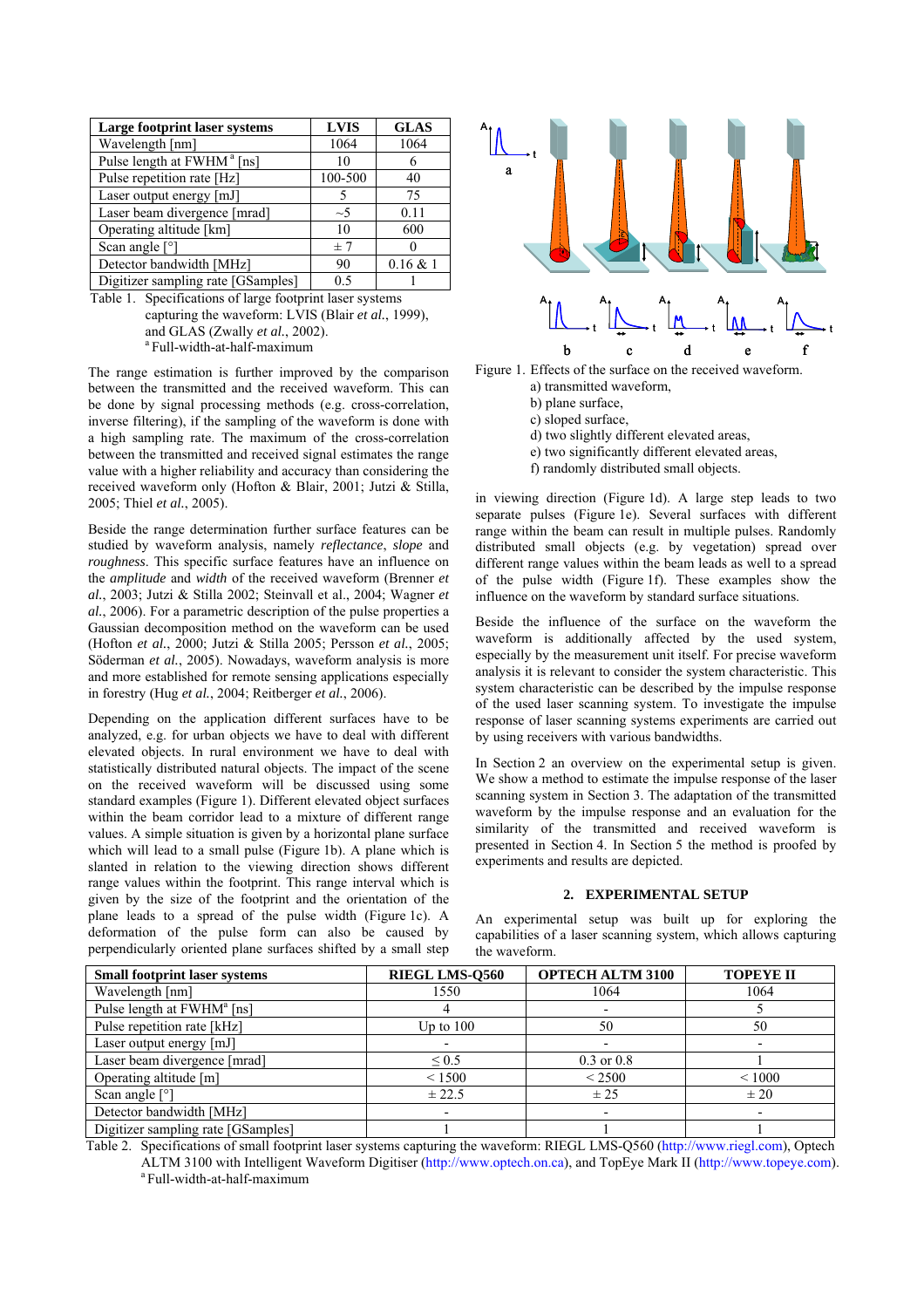| Large footprint laser systems | LVIS | GLAS |
|---|---|---|
| Wavelength [nm] | 1064 | 1064 |
| Pulse length at FWHM [a] [ns] | 10 | 6 |
| Pulse repetition rate [Hz] | 100-500 | 40 |
| Laser output energy [mJ] | 5 | 75 |
| Laser beam divergence [mrad] | ~5 | 0.11 |
| Operating altitude [km] | 10 | 600 |
| Scan angle [°] | ± 7 | 0 |
| Detector bandwidth [MHz] | 90 | 0.16 & 1 |
| Digitizer sampling rate [GSamples] | 0.5 | 1 |

Table 1. Specifications of large footprint laser systems capturing the waveform: LVIS (Blair *et al.*, 1999), and GLAS (Zwally *et al.*, 2002).
[a] Full-width-half-maximum

The range estimation is further improved by the comparison between the transmitted and the received waveform. This can be done by signal processing methods (e.g. cross-correlation, inverse filtering), if the sampling of the waveform is done with a high sampling rate. The maximum of the cross-correlation between the transmitted and received signal estimates the range value with a higher reliability and accuracy than considering the received waveform only (Hofton & Blair, 2001; Jutzi & Stilla, 2005; Thiel *et al.*, 2005).

Beside the range determination further surface features can be studied by waveform analysis, namely *reflectance*, *slope* and *roughness*. This specific surface features have an influence on the *amplitude* and *width* of the received waveform (Brenner *et al.*, 2003; Jutzi & Stilla 2002; Steinvall et al., 2004; Wagner *et al.*, 2006). For a parametric description of the pulse properties a Gaussian decomposition method on the waveform can be used (Hofton *et al.*, 2000; Jutzi & Stilla 2005; Persson *et al.*, 2005; Söderman *et al.*, 2005). Nowadays, waveform analysis is more and more established for remote sensing applications especially in forestry (Hug *et al.*, 2004; Reitberger *et al.*, 2006).

Depending on the application different surfaces have to be analyzed, e.g. for urban objects we have to deal with different elevated objects. In rural environment we have to deal with statistically distributed natural objects. The impact of the scene on the received waveform will be discussed using some standard examples (Figure 1). Different elevated object surfaces within the beam corridor lead to a mixture of different range values. A simple situation is given by a horizontal plane surface which will lead to a small pulse (Figure 1b). A plane which is slanted in relation to the viewing direction shows different range values within the footprint. This range interval which is given by the size of the footprint and the orientation of the plane leads to a spread of the pulse width (Figure 1c). A deformation of the pulse form can also be caused by perpendicularly oriented plane surfaces shifted by a small step in viewing direction (Figure 1d). A large step leads to two separate pulses (Figure 1e). Several surfaces with different range within the beam can result in multiple pulses. Randomly distributed small objects (e.g. by vegetation) spread over different range values within the beam leads as well to a spread of the pulse width (Figure 1f). These examples show the influence on the waveform by standard surface situations.

Figure 1. Effects of the surface on the received waveform.
a) transmitted waveform,
b) plane surface,
c) sloped surface,
d) two slightly different elevated areas,
e) two significantly different elevated areas,
f) randomly distributed small objects.

Beside the influence of the surface on the waveform the waveform is additionally affected by the used system, especially by the measurement unit itself. For precise waveform analysis it is relevant to consider the system characteristic. This system characteristic can be described by the impulse response of the used laser scanning system. To investigate the impulse response of laser scanning systems experiments are carried out by using receivers with various bandwidths.

In Section 2 an overview on the experimental setup is given. We show a method to estimate the impulse response of the laser scanning system in Section 3. The adaptation of the transmitted waveform by the impulse response and an evaluation for the similarity of the transmitted and received waveform is presented in Section 4. In Section 5 the method is proofed by experiments and results are depicted.

## 2. EXPERIMENTAL SETUP

An experimental setup was built up for exploring the capabilities of a laser scanning system, which allows capturing the waveform.

| Small footprint laser systems | RIEGL LMS-Q560 | OPTECH ALTM 3100 | TOPEYE II |
|---|---|---|---|
| Wavelength [nm] | 1550 | 1064 | 1064 |
| Pulse length at FWHM[a] [ns] | 4 | - | 5 |
| Pulse repetition rate [kHz] | Up to 100 | 50 | 50 |
| Laser output energy [mJ] | - | - | - |
| Laser beam divergence [mrad] | ≤ 0.5 | 0.3 or 0.8 | 1 |
| Operating altitude [m] | < 1500 | < 2500 | < 1000 |
| Scan angle [°] | ± 22.5 | ± 25 | ± 20 |
| Detector bandwidth [MHz] | - | - | - |
| Digitizer sampling rate [GSamples] | 1 | 1 | 1 |

Table 2. Specifications of small footprint laser systems capturing the waveform: RIEGL LMS-Q560 (http://www.riegl.com), Optech ALTM 3100 with Intelligent Waveform Digitiser (http://www.optech.on.ca), and TopEye Mark II (http://www.topeye.com).
[a] Full-width-half-maximum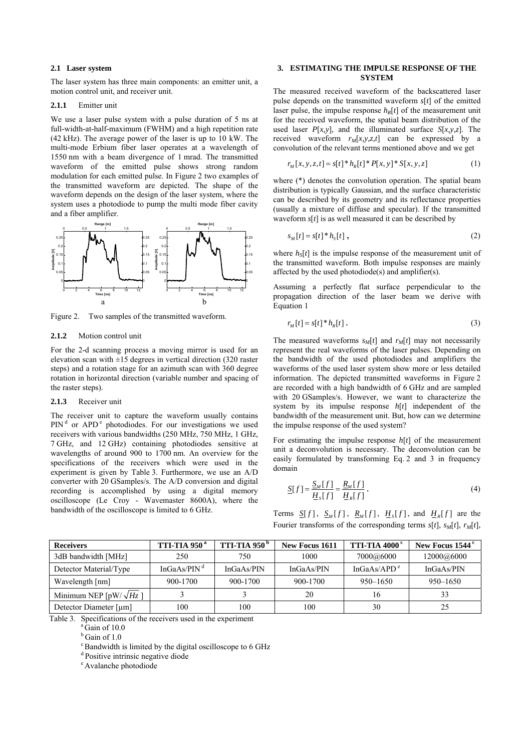### 2.1 Laser system

The laser system has three main components: an emitter unit, a motion control unit, and receiver unit.

#### 2.1.1 Emitter unit

We use a laser pulse system with a pulse duration of 5 ns at full-width-at-half-maximum (FWHM) and a high repetition rate (42 kHz). The average power of the laser is up to 10 kW. The multi-mode Erbium fiber laser operates at a wavelength of 1550 nm with a beam divergence of 1 mrad. The transmitted waveform of the emitted pulse shows strong random modulation for each emitted pulse. In Figure 2 two examples of the transmitted waveform are depicted. The shape of the waveform depends on the design of the laser system, where the system uses a photodiode to pump the multi mode fiber cavity and a fiber amplifier.

Range [m]
0 0.5 1 1.5
Amplitude [V]
0 0.05 0.1 0.15 0.2 0.25
Time [ns]
0 2 4 6 8 10 12
a

Range [m]
0 0.5 1 1.5
Amplitude [V]
0 0.05 0.1 0.15 0.2 0.25
Time [ns]
0 2 4 6 8 10 12
b

Figure 2. Two samples of the transmitted waveform.

#### 2.1.2 Motion control unit

For the 2-d scanning process a moving mirror is used for an elevation scan with ±15 degrees in vertical direction (320 raster steps) and a rotation stage for an azimuth scan with 360 degree rotation in horizontal direction (variable number and spacing of the raster steps).

#### 2.1.3 Receiver unit

The receiver unit to capture the waveform usually contains PIN [d] or APD [e] photodiodes. For our investigations we used receivers with various bandwidths (250 MHz, 750 MHz, 1 GHz, 7 GHz, and 12 GHz) containing photodiodes sensitive at wavelengths of around 900 to 1700 nm. An overview for the specifications of the receivers which were used in the experiment is given by Table 3. Furthermore, we use an A/D converter with 20 GSamples/s. The A/D conversion and digital recording is accomplished by using a digital memory oscilloscope (Le Croy - Wavemaster 8600A), where the bandwidth of the oscilloscope is limited to 6 GHz.

## 3. ESTIMATING THE IMPULSE RESPONSE OF THE SYSTEM

The measured received waveform of the backscattered laser pulse depends on the transmitted waveform $s[t]$ of the emitted laser pulse, the impulse response $h_R[t]$ of the measurement unit for the received waveform, the spatial beam distribution of the used laser $P[x,y]$, and the illuminated surface $S[x,y,z]$. The received waveform $r_M[x,y,z,t]$ can be expressed by a convolution of the relevant terms mentioned above and we get

$$r_M[x,y,z,t] = s[t] * h_R[t] * P[x,y] * S[x,y,z] \tag{1}$$

where (*) denotes the convolution operation. The spatial beam distribution is typically Gaussian, and the surface characteristic can be described by its geometry and its reflectance properties (usually a mixture of diffuse and specular). If the transmitted waveform $s[t]$ is as well measured it can be described by

$$s_M[t] = s[t] * h_S[t]\ , \tag{2}$$

where $h_S[t]$ is the impulse response of the measurement unit of the transmitted waveform. Both impulse responses are mainly affected by the used photodiode(s) and amplifier(s).

Assuming a perfectly flat surface perpendicular to the propagation direction of the laser beam we derive with Equation 1

$$r_M[t] = s[t] * h_R[t]\ . \tag{3}$$

The measured waveforms $s_M[t]$ and $r_M[t]$ may not necessarily represent the real waveforms of the laser pulses. Depending on the bandwidth of the used photodiodes and amplifiers the waveforms of the used laser system show more or less detailed information. The depicted transmitted waveforms in Figure 2 are recorded with a high bandwidth of 6 GHz and are sampled with 20 GSamples/s. However, we want to characterize the system by its impulse response $h[t]$ independent of the bandwidth of the measurement unit. But, how can we determine the impulse response of the used system?

For estimating the impulse response $h[t]$ of the measurement unit a deconvolution is necessary. The deconvolution can be easily formulated by transforming Eq. 2 and 3 in frequency domain

$$\underline{S}[f] = \frac{\underline{S}_M[f]}{\underline{H}_S[f]} = \frac{\underline{R}_M[f]}{\underline{H}_R[f]}\ . \tag{4}$$

Terms $\underline{S}[f]$, $\underline{S}_M[f]$, $\underline{R}_M[f]$, $\underline{H}_S[f]$, and $\underline{H}_R[f]$ are the Fourier transforms of the corresponding terms $s[t]$, $s_M[t]$, $r_M[t]$,

| Receivers | TTI-TIA 950 [a] | TTI-TIA 950 [b] | New Focus 1611 | TTI-TIA 4000 [c] | New Focus 1544 [c] |
|---|---|---|---|---|---|
| 3dB bandwidth [MHz] | 250 | 750 | 1000 | 7000@6000 | 12000@6000 |
| Detector Material/Type | InGaAs/PIN [d] | InGaAs/PIN | InGaAs/PIN | InGaAs/APD [e] | InGaAs/PIN |
| Wavelength [nm] | 900-1700 | 900-1700 | 900-1700 | 950–1650 | 950–1650 |
| Minimum NEP [pW/ $\sqrt{Hz}$ ] | 3 | 3 | 20 | 16 | 33 |
| Detector Diameter [µm] | 100 | 100 | 100 | 30 | 25 |

Table 3. Specifications of the receivers used in the experiment

[a] Gain of 10.0

[b] Gain of 1.0

[c] Bandwidth is limited by the digital oscilloscope to 6 GHz

[d] Positive intrinsic negative diode

[e] Avalanche photodiode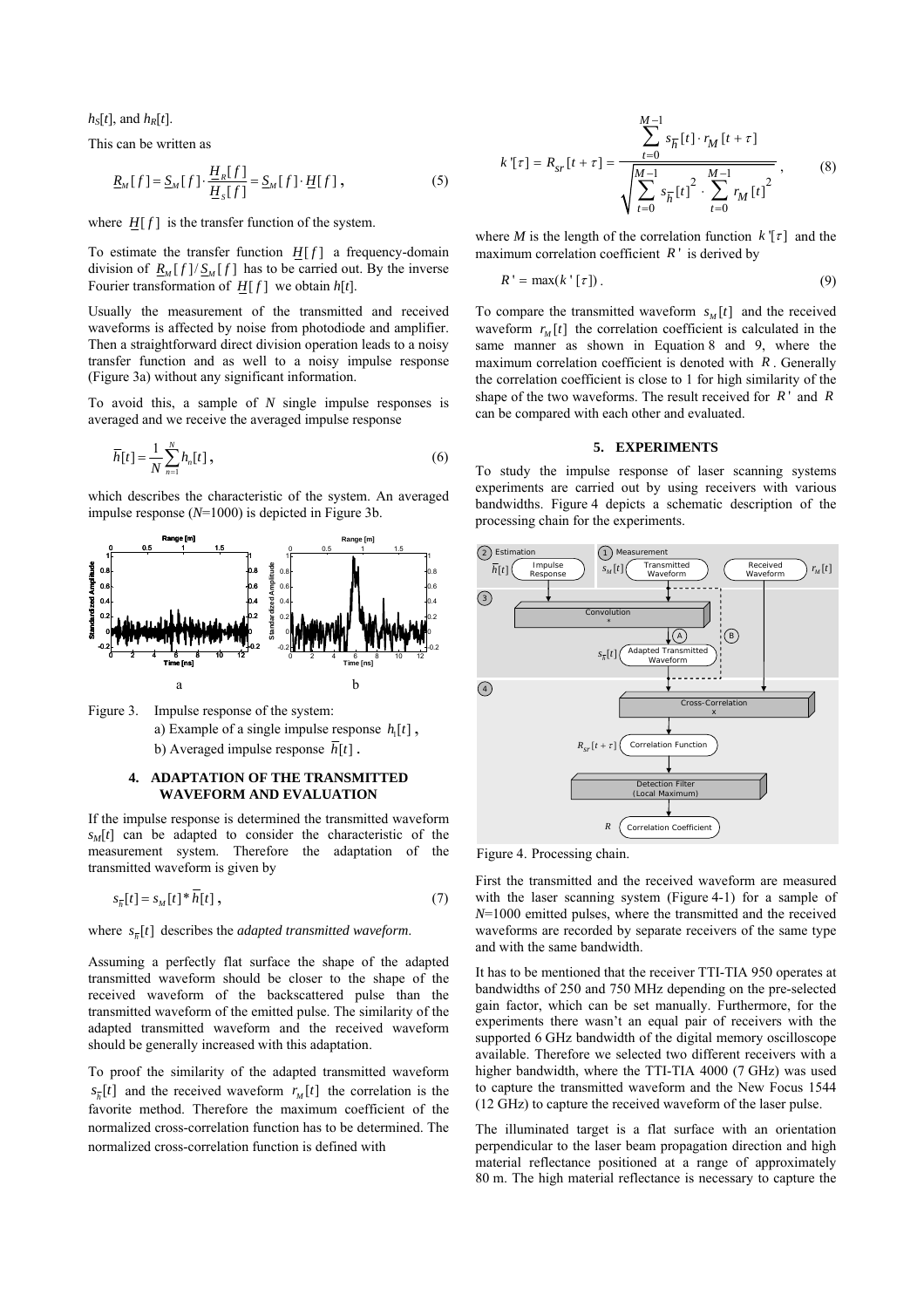$h_S[t]$, and $h_R[t]$.

This can be written as

$$\underline{R}_M[f] = \underline{S}_M[f] \cdot \frac{\underline{H}_R[f]}{\underline{H}_S[f]} = \underline{S}_M[f] \cdot \underline{H}[f], \tag{5}$$

where $\underline{H}[f]$ is the transfer function of the system.

To estimate the transfer function $\underline{H}[f]$ a frequency-domain division of $\underline{R}_M[f]/\underline{S}_M[f]$ has to be carried out. By the inverse Fourier transformation of $\underline{H}[f]$ we obtain $h[t]$.

Usually the measurement of the transmitted and received waveforms is affected by noise from photodiode and amplifier. Then a straightforward direct division operation leads to a noisy transfer function and as well to a noisy impulse response (Figure 3a) without any significant information.

To avoid this, a sample of $N$ single impulse responses is averaged and we receive the averaged impulse response

$$\overline{h}[t] = \frac{1}{N}\sum_{n=1}^{N} h_n[t], \tag{6}$$

which describes the characteristic of the system. An averaged impulse response ($N$=1000) is depicted in Figure 3b.

Range [m]
0 0.5 1 1.5
Standardized Amplitude
1 0.8 0.6 0.4 0.2 0 -0.2
Time [ns]
0 2 4 6 8 10 12
a

Range [m]
0 0.5 1 1.5
Standardized Amplitude
1 0.8 0.6 0.4 0.2 0 -0.2
Time [ns]
0 2 4 6 8 10 12
b

Figure 3. Impulse response of the system:
a) Example of a single impulse response $h_i[t]$,
b) Averaged impulse response $\overline{h}[t]$.

## 4. ADAPTATION OF THE TRANSMITTED WAVEFORM AND EVALUATION

If the impulse response is determined the transmitted waveform $s_M[t]$ can be adapted to consider the characteristic of the measurement system. Therefore the adaptation of the transmitted waveform is given by

$$s_{\overline{h}}[t] = s_M[t] * \overline{h}[t], \tag{7}$$

where $s_{\overline{h}}[t]$ describes the *adapted transmitted waveform*.

Assuming a perfectly flat surface the shape of the adapted transmitted waveform should be closer to the shape of the received waveform of the backscattered pulse than the transmitted waveform of the emitted pulse. The similarity of the adapted transmitted waveform and the received waveform should be generally increased with this adaptation.

To proof the similarity of the adapted transmitted waveform $s_{\overline{h}}[t]$ and the received waveform $r_M[t]$ the correlation is the favorite method. Therefore the maximum coefficient of the normalized cross-correlation function has to be determined. The normalized cross-correlation function is defined with

$$k'[\tau] = R_{sr}[t+\tau] = \frac{\sum_{t=0}^{M-1} s_{\overline{h}}[t] \cdot r_M[t+\tau]}{\sqrt{\sum_{t=0}^{M-1} s_{\overline{h}}[t]^2 \cdot \sum_{t=0}^{M-1} r_M[t]^2}}, \tag{8}$$

where $M$ is the length of the correlation function $k'[\tau]$ and the maximum correlation coefficient $R'$ is derived by

$$R' = \max(k'[\tau]). \tag{9}$$

To compare the transmitted waveform $s_M[t]$ and the received waveform $r_M[t]$ the correlation coefficient is calculated in the same manner as shown in Equation 8 and 9, where the maximum correlation coefficient is denoted with $R$. Generally the correlation coefficient is close to 1 for high similarity of the shape of the two waveforms. The result received for $R'$ and $R$ can be compared with each other and evaluated.

## 5. EXPERIMENTS

To study the impulse response of laser scanning systems experiments are carried out by using receivers with various bandwidths. Figure 4 depicts a schematic description of the processing chain for the experiments.

2 Estimation
1 Measurement
$\overline{h}[t]$ Impulse Response
$s_M[t]$ Transmitted Waveform
Received Waveform $r_M[t]$
3
Convolution
*
A
B
$s_{\overline{h}}[t]$ Adapted Transmitted Waveform
4
Cross-Correlation
x
$R_{sr}[t+\tau]$ Correlation Function
Detection Filter
(Local Maximum)
$R$ Correlation Coefficient

Figure 4. Processing chain.

First the transmitted and the received waveform are measured with the laser scanning system (Figure 4-1) for a sample of $N$=1000 emitted pulses, where the transmitted and the received waveforms are recorded by separate receivers of the same type and with the same bandwidth.

It has to be mentioned that the receiver TTI-TIA 950 operates at bandwidths of 250 and 750 MHz depending on the pre-selected gain factor, which can be set manually. Furthermore, for the experiments there wasn't an equal pair of receivers with the supported 6 GHz bandwidth of the digital memory oscilloscope available. Therefore we selected two different receivers with a higher bandwidth, where the TTI-TIA 4000 (7 GHz) was used to capture the transmitted waveform and the New Focus 1544 (12 GHz) to capture the received waveform of the laser pulse.

The illuminated target is a flat surface with an orientation perpendicular to the laser beam propagation direction and high material reflectance positioned at a range of approximately 80 m. The high material reflectance is necessary to capture the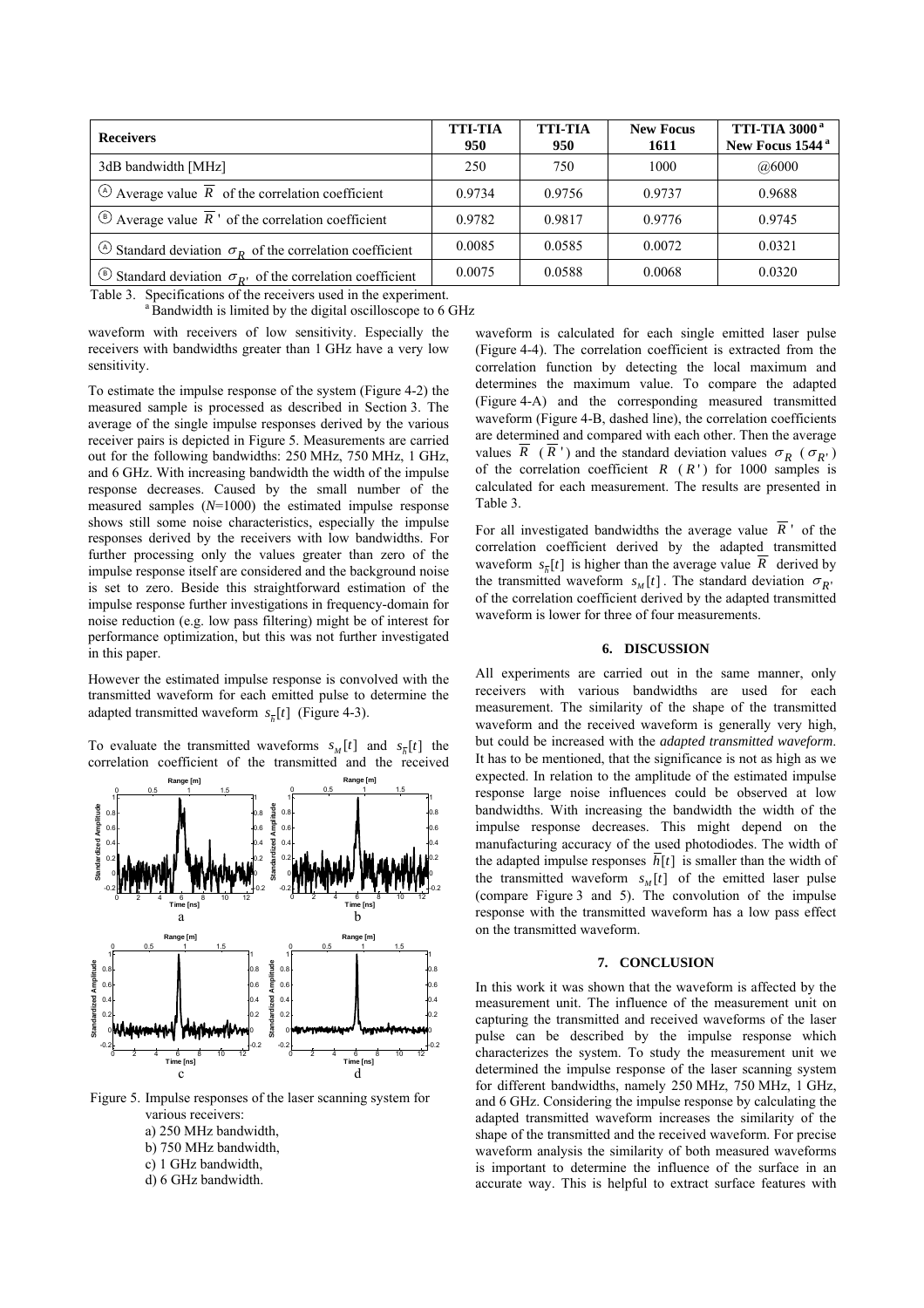| Receivers | TTI-TIA 950 | TTI-TIA 950 | New Focus 1611 | TTI-TIA 3000 [a] New Focus 1544 [a] |
|---|---|---|---|---|
| 3dB bandwidth [MHz] | 250 | 750 | 1000 | @6000 |
| Ⓐ Average value $\overline{R}$ of the correlation coefficient | 0.9734 | 0.9756 | 0.9737 | 0.9688 |
| Ⓑ Average value $\overline{R}'$ of the correlation coefficient | 0.9782 | 0.9817 | 0.9776 | 0.9745 |
| Ⓐ Standard deviation $\sigma_R$ of the correlation coefficient | 0.0085 | 0.0585 | 0.0072 | 0.0321 |
| Ⓑ Standard deviation $\sigma_{R'}$ of the correlation coefficient | 0.0075 | 0.0588 | 0.0068 | 0.0320 |

Table 3. Specifications of the receivers used in the experiment.
[a] Bandwidth is limited by the digital oscilloscope to 6 GHz

waveform with receivers of low sensitivity. Especially the receivers with bandwidths greater than 1 GHz have a very low sensitivity.

To estimate the impulse response of the system (Figure 4-2) the measured sample is processed as described in Section 3. The average of the single impulse responses derived by the various receiver pairs is depicted in Figure 5. Measurements are carried out for the following bandwidths: 250 MHz, 750 MHz, 1 GHz, and 6 GHz. With increasing bandwidth the width of the impulse response decreases. Caused by the small number of the measured samples ($N$=1000) the estimated impulse response shows still some noise characteristics, especially the impulse responses derived by the receivers with low bandwidths. For further processing only the values greater than zero of the impulse response itself are considered and the background noise is set to zero. Beside this straightforward estimation of the impulse response further investigations in frequency-domain for noise reduction (e.g. low pass filtering) might be of interest for performance optimization, but this was not further investigated in this paper.

However the estimated impulse response is convolved with the transmitted waveform for each emitted pulse to determine the adapted transmitted waveform $s_{\overline{h}}[t]$ (Figure 4-3).

To evaluate the transmitted waveforms $s_M[t]$ and $s_{\overline{h}}[t]$ the correlation coefficient of the transmitted and the received

Range [m]
0 0.5 1 1.5
Standardized Amplitude
1 0.8 0.6 0.4 0.2 0 -0.2
0 2 4 6 8 10 12
Time [ns]
a

Range [m]
0 0.5 1 1.5
Standardized Amplitude
1 0.8 0.6 0.4 0.2 0 -0.2
0 2 4 6 8 10 12
Time [ns]
b

Range [m]
0 0.5 1 1.5
Standardized Amplitude
1 0.8 0.6 0.4 0.2 0 -0.2
0 2 4 6 8 10 12
Time [ns]
c

Range [m]
0 0.5 1 1.5
Standardized Amplitude
1 0.8 0.6 0.4 0.2 0 -0.2
0 2 4 6 8 10 12
Time [ns]
d

Figure 5. Impulse responses of the laser scanning system for various receivers:
a) 250 MHz bandwidth,
b) 750 MHz bandwidth,
c) 1 GHz bandwidth,
d) 6 GHz bandwidth.

waveform is calculated for each single emitted laser pulse (Figure 4-4). The correlation coefficient is extracted from the correlation function by detecting the local maximum and determines the maximum value. To compare the adapted (Figure 4-A) and the corresponding measured transmitted waveform (Figure 4-B, dashed line), the correlation coefficients are determined and compared with each other. Then the average values $\overline{R}$ ($\overline{R}'$) and the standard deviation values $\sigma_R$ ($\sigma_{R'}$) of the correlation coefficient $R$ ($R'$) for 1000 samples is calculated for each measurement. The results are presented in Table 3.

For all investigated bandwidths the average value $\overline{R}'$ of the correlation coefficient derived by the adapted transmitted waveform $s_{\overline{h}}[t]$ is higher than the average value $\overline{R}$ derived by the transmitted waveform $s_M[t]$. The standard deviation $\sigma_{R'}$ of the correlation coefficient derived by the adapted transmitted waveform is lower for three of four measurements.

## 6. DISCUSSION

All experiments are carried out in the same manner, only receivers with various bandwidths are used for each measurement. The similarity of the shape of the transmitted waveform and the received waveform is generally very high, but could be increased with the *adapted transmitted waveform*. It has to be mentioned, that the significance is not as high as we expected. In relation to the amplitude of the estimated impulse response large noise influences could be observed at low bandwidths. With increasing the bandwidth the width of the impulse response decreases. This might depend on the manufacturing accuracy of the used photodiodes. The width of the adapted impulse responses $\overline{h}[t]$ is smaller than the width of the transmitted waveform $s_M[t]$ of the emitted laser pulse (compare Figure 3 and 5). The convolution of the impulse response with the transmitted waveform has a low pass effect on the transmitted waveform.

## 7. CONCLUSION

In this work it was shown that the waveform is affected by the measurement unit. The influence of the measurement unit on capturing the transmitted and received waveforms of the laser pulse can be described by the impulse response which characterizes the system. To study the measurement unit we determined the impulse response of the laser scanning system for different bandwidths, namely 250 MHz, 750 MHz, 1 GHz, and 6 GHz. Considering the impulse response by calculating the adapted transmitted waveform increases the similarity of the shape of the transmitted and the received waveform. For precise waveform analysis the similarity of both measured waveforms is important to determine the influence of the surface in an accurate way. This is helpful to extract surface features with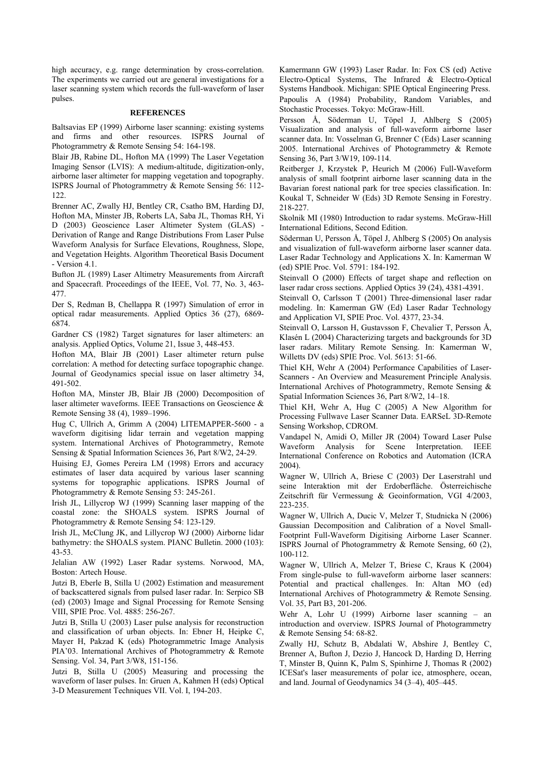high accuracy, e.g. range determination by cross-correlation. The experiments we carried out are general investigations for a laser scanning system which records the full-waveform of laser pulses.

## REFERENCES

Baltsavias EP (1999) Airborne laser scanning: existing systems and firms and other resources. ISPRS Journal of Photogrammetry & Remote Sensing 54: 164-198.

Blair JB, Rabine DL, Hofton MA (1999) The Laser Vegetation Imaging Sensor (LVIS): A medium-altitude, digitization-only, airborne laser altimeter for mapping vegetation and topography. ISPRS Journal of Photogrammetry & Remote Sensing 56: 112-122.

Brenner AC, Zwally HJ, Bentley CR, Csatho BM, Harding DJ, Hofton MA, Minster JB, Roberts LA, Saba JL, Thomas RH, Yi D (2003) Geoscience Laser Altimeter System (GLAS) - Derivation of Range and Range Distributions From Laser Pulse Waveform Analysis for Surface Elevations, Roughness, Slope, and Vegetation Heights. Algorithm Theoretical Basis Document - Version 4.1.

Bufton JL (1989) Laser Altimetry Measurements from Aircraft and Spacecraft. Proceedings of the IEEE, Vol. 77, No. 3, 463-477.

Der S, Redman B, Chellappa R (1997) Simulation of error in optical radar measurements. Applied Optics 36 (27), 6869-6874.

Gardner CS (1982) Target signatures for laser altimeters: an analysis. Applied Optics, Volume 21, Issue 3, 448-453.

Hofton MA, Blair JB (2001) Laser altimeter return pulse correlation: A method for detecting surface topographic change. Journal of Geodynamics special issue on laser altimetry 34, 491-502.

Hofton MA, Minster JB, Blair JB (2000) Decomposition of laser altimeter waveforms. IEEE Transactions on Geoscience & Remote Sensing 38 (4), 1989–1996.

Hug C, Ullrich A, Grimm A (2004) LITEMAPPER-5600 - a waveform digitising lidar terrain and vegetation mapping system. International Archives of Photogrammetry, Remote Sensing & Spatial Information Sciences 36, Part 8/W2, 24-29.

Huising EJ, Gomes Pereira LM (1998) Errors and accuracy estimates of laser data acquired by various laser scanning systems for topographic applications. ISPRS Journal of Photogrammetry & Remote Sensing 53: 245-261.

Irish JL, Lillycrop WJ (1999) Scanning laser mapping of the coastal zone: the SHOALS system. ISPRS Journal of Photogrammetry & Remote Sensing 54: 123-129.

Irish JL, McClung JK, and Lillycrop WJ (2000) Airborne lidar bathymetry: the SHOALS system. PIANC Bulletin. 2000 (103): 43-53.

Jelalian AW (1992) Laser Radar systems. Norwood, MA, Boston: Artech House.

Jutzi B, Eberle B, Stilla U (2002) Estimation and measurement of backscattered signals from pulsed laser radar. In: Serpico SB (ed) (2003) Image and Signal Processing for Remote Sensing VIII, SPIE Proc. Vol. 4885: 256-267.

Jutzi B, Stilla U (2003) Laser pulse analysis for reconstruction and classification of urban objects. In: Ebner H, Heipke C, Mayer H, Pakzad K (eds) Photogrammetric Image Analysis PIA'03. International Archives of Photogrammetry & Remote Sensing. Vol. 34, Part 3/W8, 151-156.

Jutzi B, Stilla U (2005) Measuring and processing the waveform of laser pulses. In: Gruen A, Kahmen H (eds) Optical 3-D Measurement Techniques VII. Vol. I, 194-203.

Kamermann GW (1993) Laser Radar. In: Fox CS (ed) Active Electro-Optical Systems, The Infrared & Electro-Optical Systems Handbook. Michigan: SPIE Optical Engineering Press.

Papoulis A (1984) Probability, Random Variables, and Stochastic Processes. Tokyo: McGraw-Hill.

Persson Å, Söderman U, Töpel J, Ahlberg S (2005) Visualization and analysis of full-waveform airborne laser scanner data. In: Vosselman G, Brenner C (Eds) Laser scanning 2005. International Archives of Photogrammetry & Remote Sensing 36, Part 3/W19, 109-114.

Reitberger J, Krzystek P, Heurich M (2006) Full-Waveform analysis of small footprint airborne laser scanning data in the Bavarian forest national park for tree species classification. In: Koukal T, Schneider W (Eds) 3D Remote Sensing in Forestry. 218-227.

Skolnik MI (1980) Introduction to radar systems. McGraw-Hill International Editions, Second Edition.

Söderman U, Persson Å, Töpel J, Ahlberg S (2005) On analysis and visualization of full-waveform airborne laser scanner data. Laser Radar Technology and Applications X. In: Kamerman W (ed) SPIE Proc. Vol. 5791: 184-192.

Steinvall O (2000) Effects of target shape and reflection on laser radar cross sections. Applied Optics 39 (24), 4381-4391.

Steinvall O, Carlsson T (2001) Three-dimensional laser radar modeling. In: Kamerman GW (Ed) Laser Radar Technology and Application VI, SPIE Proc. Vol. 4377, 23-34.

Steinvall O, Larsson H, Gustavsson F, Chevalier T, Persson Å, Klasén L (2004) Characterizing targets and backgrounds for 3D laser radars. Military Remote Sensing. In: Kamerman W, Willetts DV (eds) SPIE Proc. Vol. 5613: 51-66.

Thiel KH, Wehr A (2004) Performance Capabilities of Laser-Scanners - An Overview and Measurement Principle Analysis. International Archives of Photogrammetry, Remote Sensing & Spatial Information Sciences 36, Part 8/W2, 14–18.

Thiel KH, Wehr A, Hug C (2005) A New Algorithm for Processing Fullwave Laser Scanner Data. EARSeL 3D-Remote Sensing Workshop, CDROM.

Vandapel N, Amidi O, Miller JR (2004) Toward Laser Pulse Waveform Analysis for Scene Interpretation. IEEE International Conference on Robotics and Automation (ICRA 2004).

Wagner W, Ullrich A, Briese C (2003) Der Laserstrahl und seine Interaktion mit der Erdoberfläche. Österreichische Zeitschrift für Vermessung & Geoinformation, VGI 4/2003, 223-235.

Wagner W, Ullrich A, Ducic V, Melzer T, Studnicka N (2006) Gaussian Decomposition and Calibration of a Novel Small-Footprint Full-Waveform Digitising Airborne Laser Scanner. ISPRS Journal of Photogrammetry & Remote Sensing, 60 (2), 100-112.

Wagner W, Ullrich A, Melzer T, Briese C, Kraus K (2004) From single-pulse to full-waveform airborne laser scanners: Potential and practical challenges. In: Altan MO (ed) International Archives of Photogrammetry & Remote Sensing. Vol. 35, Part B3, 201-206.

Wehr A, Lohr U (1999) Airborne laser scanning – an introduction and overview. ISPRS Journal of Photogrammetry & Remote Sensing 54: 68-82.

Zwally HJ, Schutz B, Abdalati W, Abshire J, Bentley C, Brenner A, Bufton J, Dezio J, Hancock D, Harding D, Herring T, Minster B, Quinn K, Palm S, Spinhirne J, Thomas R (2002) ICESat's laser measurements of polar ice, atmosphere, ocean, and land. Journal of Geodynamics 34 (3–4), 405–445.